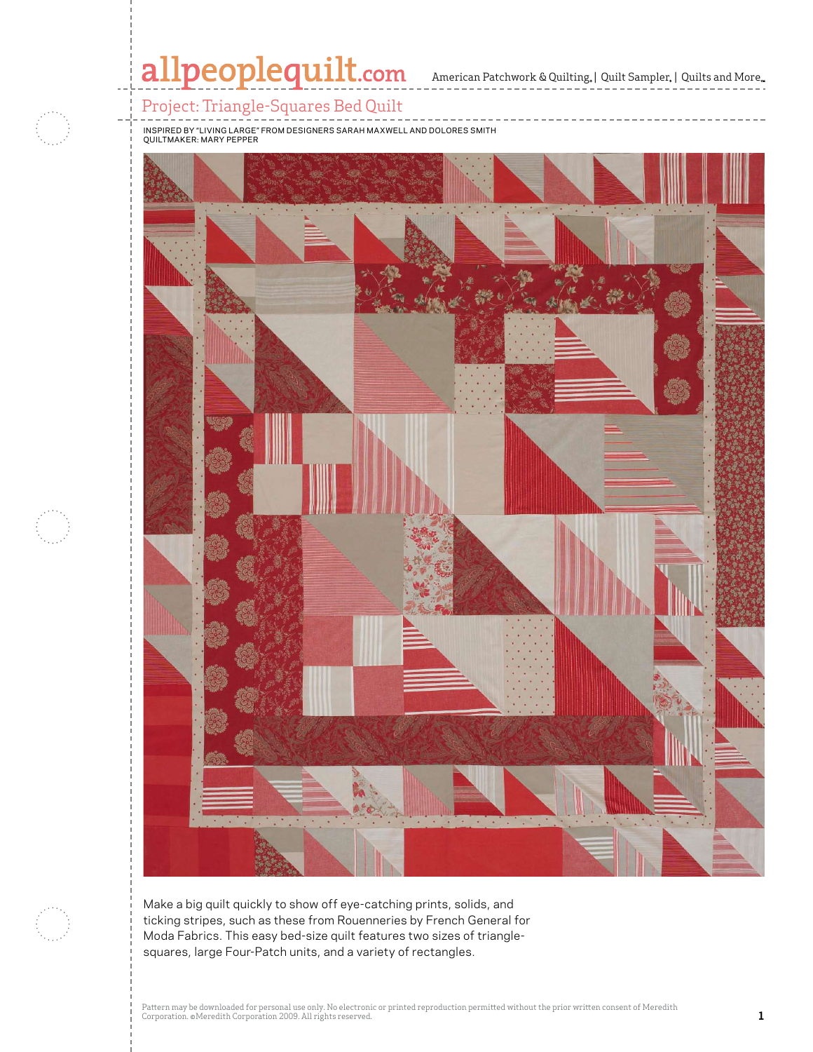# Project: Triangle-Squares Bed Quilt

INSPIRED BY "LIVING LARGE" FROM DESIGNERS SARAH MAXWELL AND DOLORES SMITH
QUILTMAKER: MARY PEPPER

Make a big quilt quickly to show off eye-catching prints, solids, and ticking stripes, such as these from Rouenneries by French General for Moda Fabrics. This easy bed-size quilt features two sizes of triangle-squares, large Four-Patch units, and a variety of rectangles.

Pattern may be downloaded for personal use only. No electronic or printed reproduction permitted without the prior written consent of Meredith Corporation. ©Meredith Corporation 2009. All rights reserved.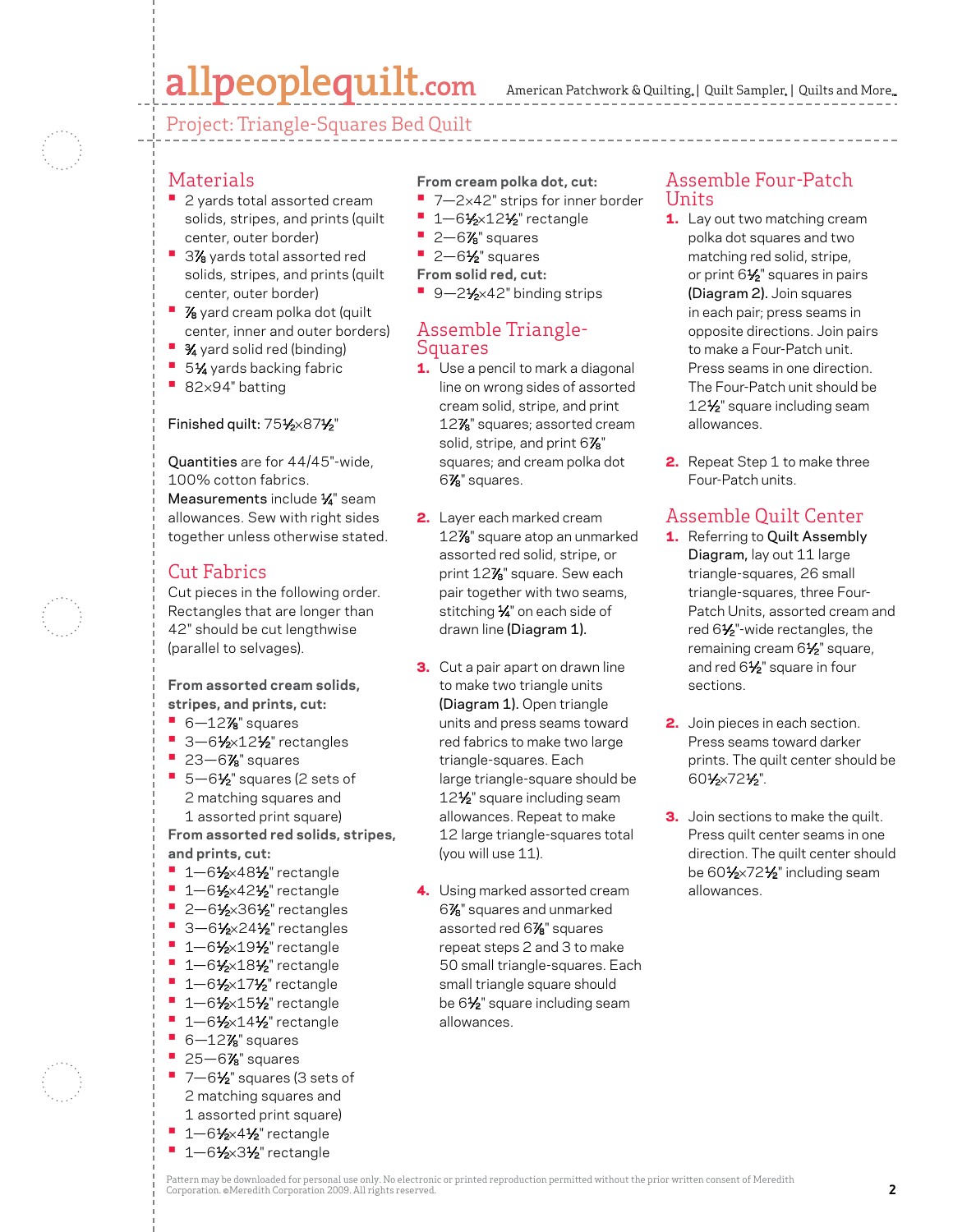## Project: Triangle-Squares Bed Quilt

## Materials

- 2 yards total assorted cream solids, stripes, and prints (quilt center, outer border)
- 3⅞ yards total assorted red solids, stripes, and prints (quilt center, outer border)
- ⅞ yard cream polka dot (quilt center, inner and outer borders)
- ¾ yard solid red (binding)
- 5¼ yards backing fabric
- 82×94" batting

Finished quilt: 75½×87½"

Quantities are for 44/45"-wide, 100% cotton fabrics.
Measurements include ¼" seam allowances. Sew with right sides together unless otherwise stated.

## Cut Fabrics

Cut pieces in the following order. Rectangles that are longer than 42" should be cut lengthwise (parallel to selvages).

**From assorted cream solids, stripes, and prints, cut:**

- 6—12⅞" squares
- 3—6½×12½" rectangles
- 23—6⅞" squares
- 5—6½" squares (2 sets of 2 matching squares and 1 assorted print square)

**From assorted red solids, stripes, and prints, cut:**

- 1—6½×48½" rectangle
- 1—6½×42½" rectangle
- 2—6½×36½" rectangles
- 3—6½×24½" rectangles
- 1—6½×19½" rectangle
- 1—6½×18½" rectangle
- 1—6½×17½" rectangle
- 1—6½×15½" rectangle
- 1—6½×14½" rectangle
- 6—12⅞" squares
- 25—6⅞" squares
- 7—6½" squares (3 sets of 2 matching squares and 1 assorted print square)
- 1—6½×4½" rectangle
- 1—6½×3½" rectangle

**From cream polka dot, cut:**

- 7—2×42" strips for inner border
- 1—6½×12½" rectangle
- 2—6⅞" squares
- 2—6½" squares

**From solid red, cut:**

- 9—2½×42" binding strips

## Assemble Triangle-Squares

1. Use a pencil to mark a diagonal line on wrong sides of assorted cream solid, stripe, and print 12⅞" squares; assorted cream solid, stripe, and print 6⅞" squares; and cream polka dot 6⅞" squares.

2. Layer each marked cream 12⅞" square atop an unmarked assorted red solid, stripe, or print 12⅞" square. Sew each pair together with two seams, stitching ¼" on each side of drawn line **(Diagram 1).**

3. Cut a pair apart on drawn line to make two triangle units **(Diagram 1).** Open triangle units and press seams toward red fabrics to make two large triangle-squares. Each large triangle-square should be 12½" square including seam allowances. Repeat to make 12 large triangle-squares total (you will use 11).

4. Using marked assorted cream 6⅞" squares and unmarked assorted red 6⅞" squares repeat steps 2 and 3 to make 50 small triangle-squares. Each small triangle square should be 6½" square including seam allowances.

## Assemble Four-Patch Units

1. Lay out two matching cream polka dot squares and two matching red solid, stripe, or print 6½" squares in pairs **(Diagram 2).** Join squares in each pair; press seams in opposite directions. Join pairs to make a Four-Patch unit. Press seams in one direction. The Four-Patch unit should be 12½" square including seam allowances.

2. Repeat Step 1 to make three Four-Patch units.

## Assemble Quilt Center

1. Referring to **Quilt Assembly Diagram,** lay out 11 large triangle-squares, 26 small triangle-squares, three Four-Patch Units, assorted cream and red 6½"-wide rectangles, the remaining cream 6½" square, and red 6½" square in four sections.

2. Join pieces in each section. Press seams toward darker prints. The quilt center should be 60½×72½".

3. Join sections to make the quilt. Press quilt center seams in one direction. The quilt center should be 60½×72½" including seam allowances.

Pattern may be downloaded for personal use only. No electronic or printed reproduction permitted without the prior written consent of Meredith Corporation. ©Meredith Corporation 2009. All rights reserved.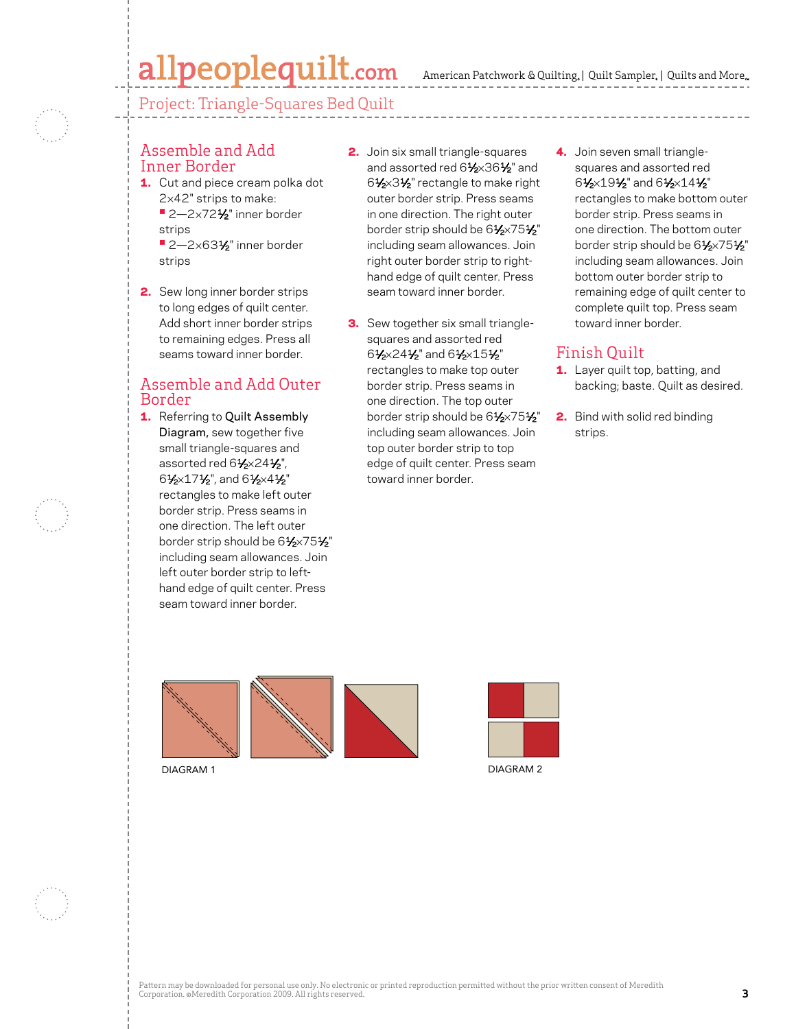## Assemble and Add Inner Border

1. Cut and piece cream polka dot 2×42" strips to make:
   - 2—2×72½" inner border strips
   - 2—2×63½" inner border strips

2. Sew long inner border strips to long edges of quilt center. Add short inner border strips to remaining edges. Press all seams toward inner border.

## Assemble and Add Outer Border

1. Referring to **Quilt Assembly Diagram,** sew together five small triangle-squares and assorted red 6½×24½", 6½×17½", and 6½×4½" rectangles to make left outer border strip. Press seams in one direction. The left outer border strip should be 6½×75½" including seam allowances. Join left outer border strip to left-hand edge of quilt center. Press seam toward inner border.

2. Join six small triangle-squares and assorted red 6½×36½" and 6½×3½" rectangle to make right outer border strip. Press seams in one direction. The right outer border strip should be 6½×75½" including seam allowances. Join right outer border strip to right-hand edge of quilt center. Press seam toward inner border.

3. Sew together six small triangle-squares and assorted red 6½×24½" and 6½×15½" rectangles to make top outer border strip. Press seams in one direction. The top outer border strip should be 6½×75½" including seam allowances. Join top outer border strip to top edge of quilt center. Press seam toward inner border.

4. Join seven small triangle-squares and assorted red 6½×19½" and 6½×14½" rectangles to make bottom outer border strip. Press seams in one direction. The bottom outer border strip should be 6½×75½" including seam allowances. Join bottom outer border strip to remaining edge of quilt center to complete quilt top. Press seam toward inner border.

## Finish Quilt

1. Layer quilt top, batting, and backing; baste. Quilt as desired.

2. Bind with solid red binding strips.

DIAGRAM 1

DIAGRAM 2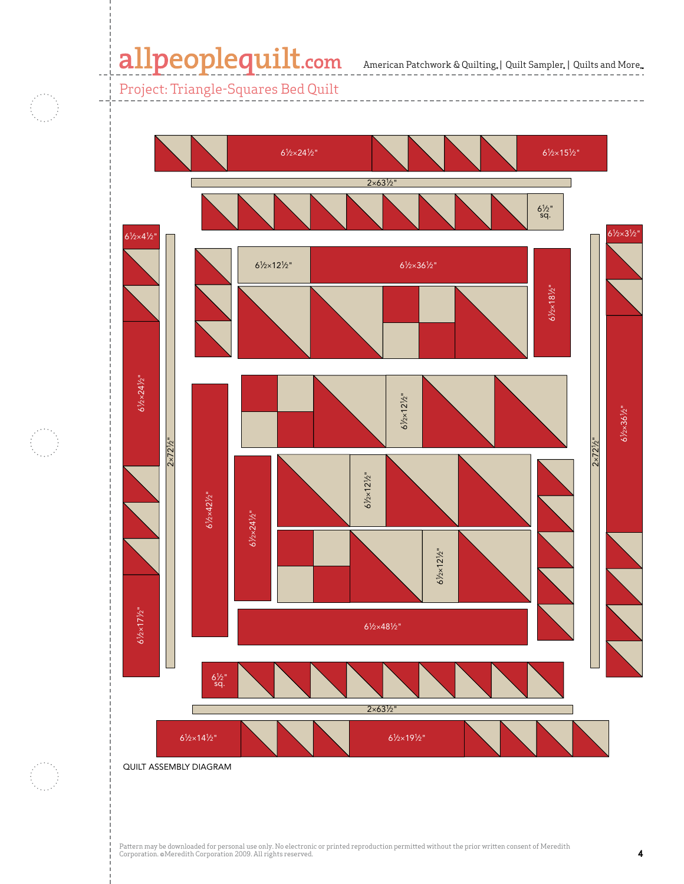6½×24½"

6½×15½"

2×63½"

6½" sq.

6½×4½"

6½×3½"

6½×12½"

6½×36½"

6½×18½"

6½×24½"

2×72½"

6½×12½"

2×72½"

6½×36½"

6½×42½"

6½×24½"

6½×12½"

6½×12½"

6½×17½"

6½×48½"

6½" sq.

2×63½"

6½×14½"

6½×19½"

QUILT ASSEMBLY DIAGRAM